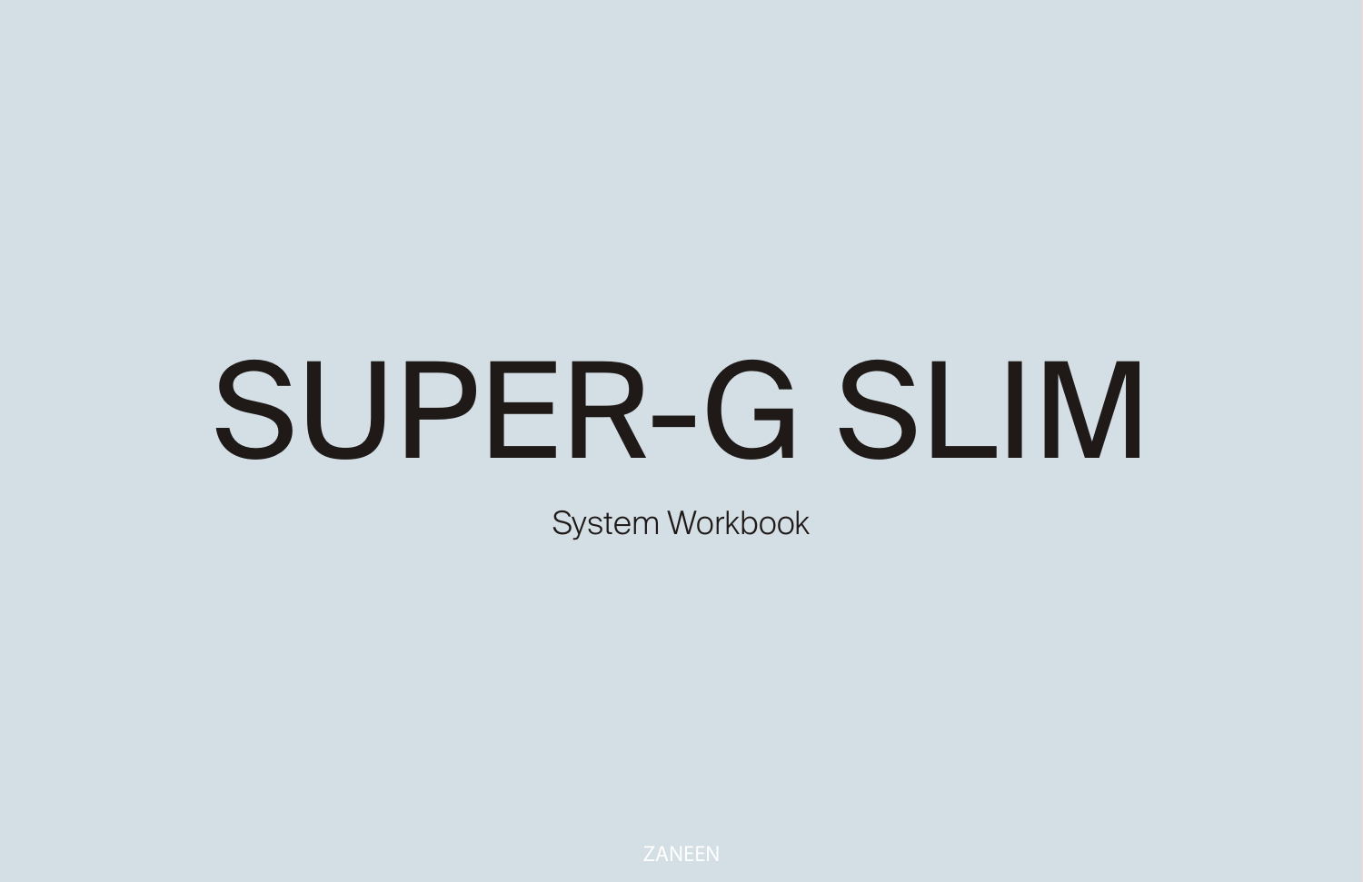# SUPER-G SLIM

System Workbook

ZANEEN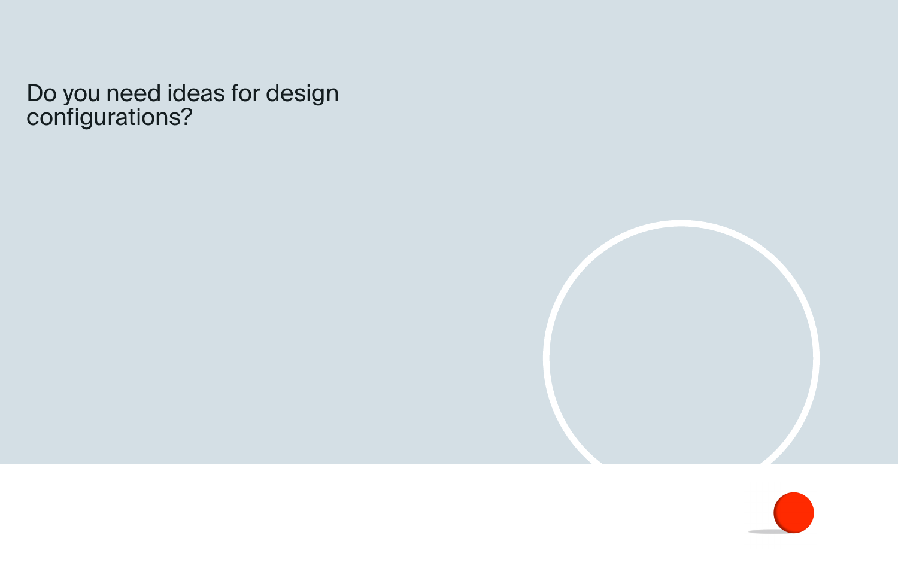Do you need ideas for design configurations?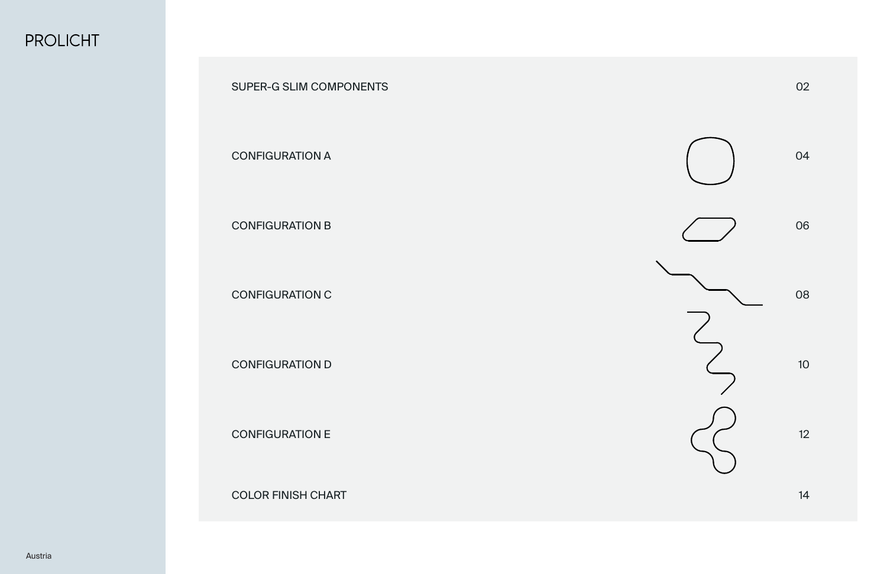PROLICHT

| | |
|---|---|
| SUPER-G SLIM COMPONENTS | 02 |
| CONFIGURATION A | 04 |
| CONFIGURATION B | 06 |
| CONFIGURATION C | 08 |
| CONFIGURATION D | 10 |
| CONFIGURATION E | 12 |
| COLOR FINISH CHART | 14 |

Austria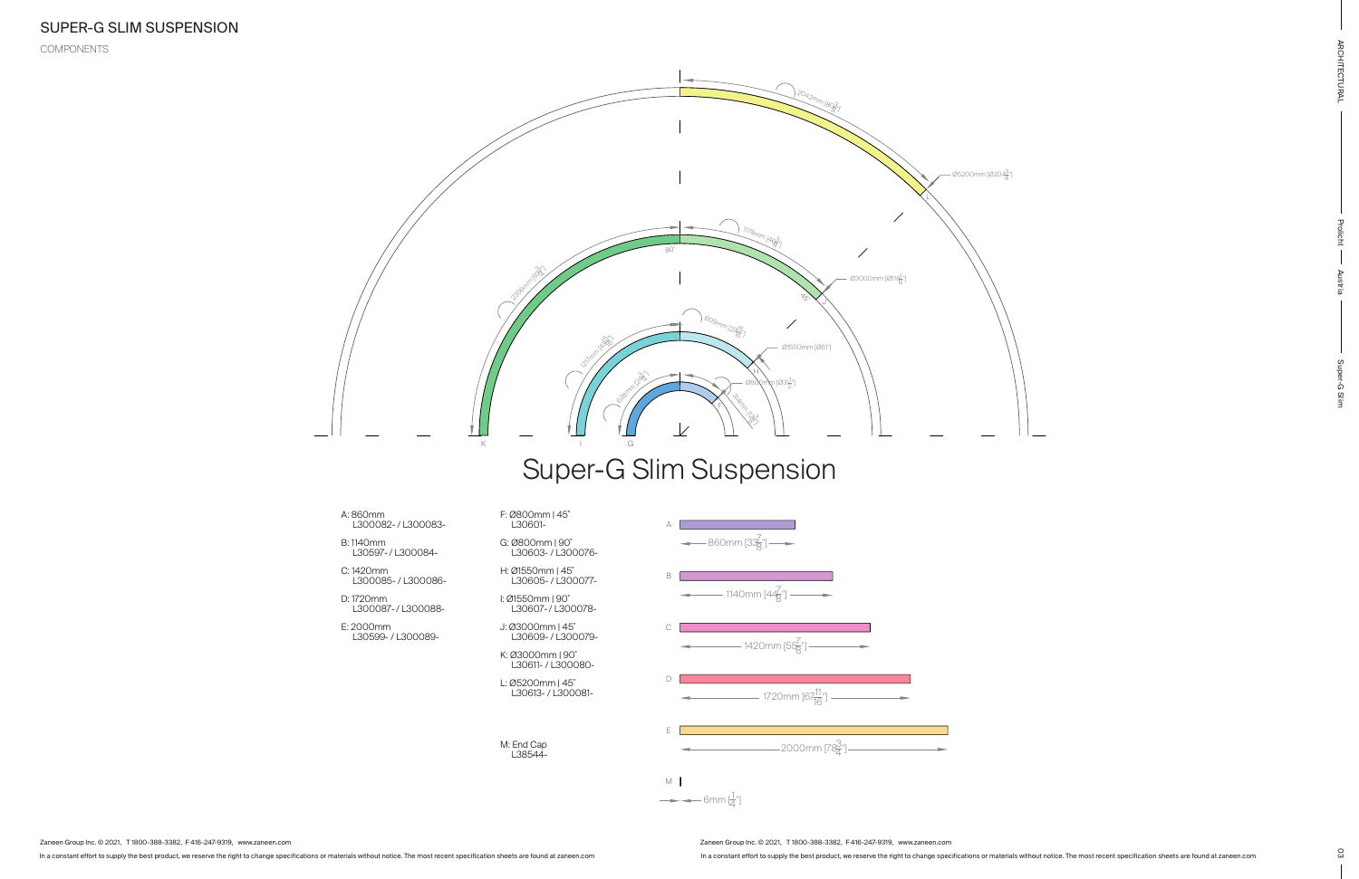# SUPER-G SLIM SUSPENSION

COMPONENTS

2042mm [80 3/8"]

Ø5200mm [Ø204 3/4"]

L

1178mm [46 3/8"]

90°

2356mm [92 3/4"]

Ø3000mm [Ø118 1/8"]

45°

J

609mm [23 15/16"]

Ø1550mm [Ø61"]

1217mm [47 15/16"]

H

628mm [24 3/4"]

Ø800mm [Ø31 1/2"]

314mm [12 3/8"]

F

K

I

G

## Super-G Slim Suspension

A: 860mm
L300082- / L300083-

B: 1140mm
L30597- / L300084-

C: 1420mm
L300085- / L300086-

D: 1720mm
L300087- / L300088-

E: 2000mm
L30599- / L300089-

F: Ø800mm | 45˚
L30601-

G: Ø800mm | 90˚
L30603- / L300076-

H: Ø1550mm | 45˚
L30605- / L300077-

I: Ø1550mm | 90˚
L30607- / L300078-

J: Ø3000mm | 45˚
L30609- / L300079-

K: Ø3000mm | 90˚
L30611- / L300080-

L: Ø5200mm | 45˚
L30613- / L300081-

M: End Cap
L38544-

A — 860mm [33 7/8"]

B — 1140mm [44 7/8"]

C — 1420mm [55 7/8"]

D — 1720mm [67 11/16"]

E — 2000mm [78 3/4"]

M — 6mm [1/4"]

Zaneen Group Inc. © 2021, T 1800-388-3382, F 416-247-9319, www.zaneen.com

In a constant effort to supply the best product, we reserve the right to change specifications or materials without notice. The most recent specification sheets are found at zaneen.com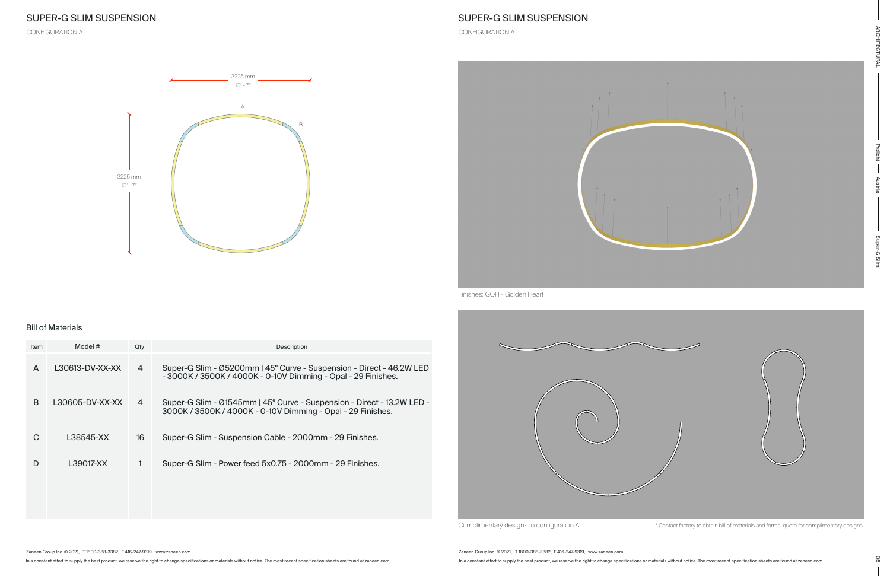# SUPER-G SLIM SUSPENSION

CONFIGURATION A

3225 mm
10' - 7"

A

B

3225 mm
10' - 7"

## Bill of Materials

| Item | Model # | Qty | Description |
|---|---|---|---|
| A | L30613-DV-XX-XX | 4 | Super-G Slim - Ø5200mm \| 45° Curve - Suspension - Direct - 46.2W LED - 3000K / 3500K / 4000K - 0-10V Dimming - Opal - 29 Finishes. |
| B | L30605-DV-XX-XX | 4 | Super-G Slim - Ø1545mm \| 45° Curve - Suspension - Direct - 13.2W LED - 3000K / 3500K / 4000K - 0-10V Dimming - Opal - 29 Finishes. |
| C | L38545-XX | 16 | Super-G Slim - Suspension Cable - 2000mm - 29 Finishes. |
| D | L39017-XX | 1 | Super-G Slim - Power feed 5x0.75 - 2000mm - 29 Finishes. |

# SUPER-G SLIM SUSPENSION

CONFIGURATION A

Finishes: GOH - Golden Heart

Complimentary designs to configuration A

* Contact factory to obtain bill of materials and formal quote for complimentary designs.

Zaneen Group Inc. © 2021, T 1800-388-3382, F 416-247-9319, www.zaneen.com

In a constant effort to supply the best product, we reserve the right to change specifications or materials without notice. The most recent specification sheets are found at zaneen.com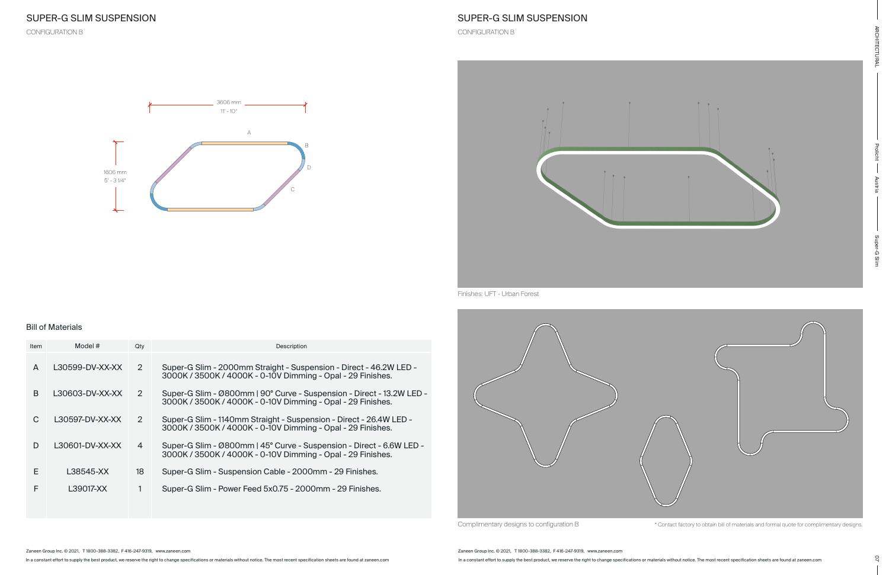# SUPER-G SLIM SUSPENSION

CONFIGURATION B

3606 mm
11' - 10"

1606 mm
5' - 3 1/4"

A B C D

## Bill of Materials

| Item | Model # | Qty | Description |
|---|---|---|---|
| A | L30599-DV-XX-XX | 2 | Super-G Slim - 2000mm Straight - Suspension - Direct - 46.2W LED - 3000K / 3500K / 4000K - 0-10V Dimming - Opal - 29 Finishes. |
| B | L30603-DV-XX-XX | 2 | Super-G Slim - Ø800mm \| 90° Curve - Suspension - Direct - 13.2W LED - 3000K / 3500K / 4000K - 0-10V Dimming - Opal - 29 Finishes. |
| C | L30597-DV-XX-XX | 2 | Super-G Slim - 1140mm Straight - Suspension - Direct - 26.4W LED - 3000K / 3500K / 4000K - 0-10V Dimming - Opal - 29 Finishes. |
| D | L30601-DV-XX-XX | 4 | Super-G Slim - Ø800mm \| 45° Curve - Suspension - Direct - 6.6W LED - 3000K / 3500K / 4000K - 0-10V Dimming - Opal - 29 Finishes. |
| E | L38545-XX | 18 | Super-G Slim - Suspension Cable - 2000mm - 29 Finishes. |
| F | L39017-XX | 1 | Super-G Slim - Power Feed 5x0.75 - 2000mm - 29 Finishes. |

Zaneen Group Inc. © 2021, T 1800-388-3382, F 416-247-9319, www.zaneen.com

In a constant effort to supply the best product, we reserve the right to change specifications or materials without notice. The most recent specification sheets are found at zaneen.com

# SUPER-G SLIM SUSPENSION

CONFIGURATION B

Finishes: UFT - Urban Forest

Complimentary designs to configuration B

* Contact factory to obtain bill of materials and formal quote for complimentary designs.

Zaneen Group Inc. © 2021, T 1800-388-3382, F 416-247-9319, www.zaneen.com

In a constant effort to supply the best product, we reserve the right to change specifications or materials without notice. The most recent specification sheets are found at zaneen.com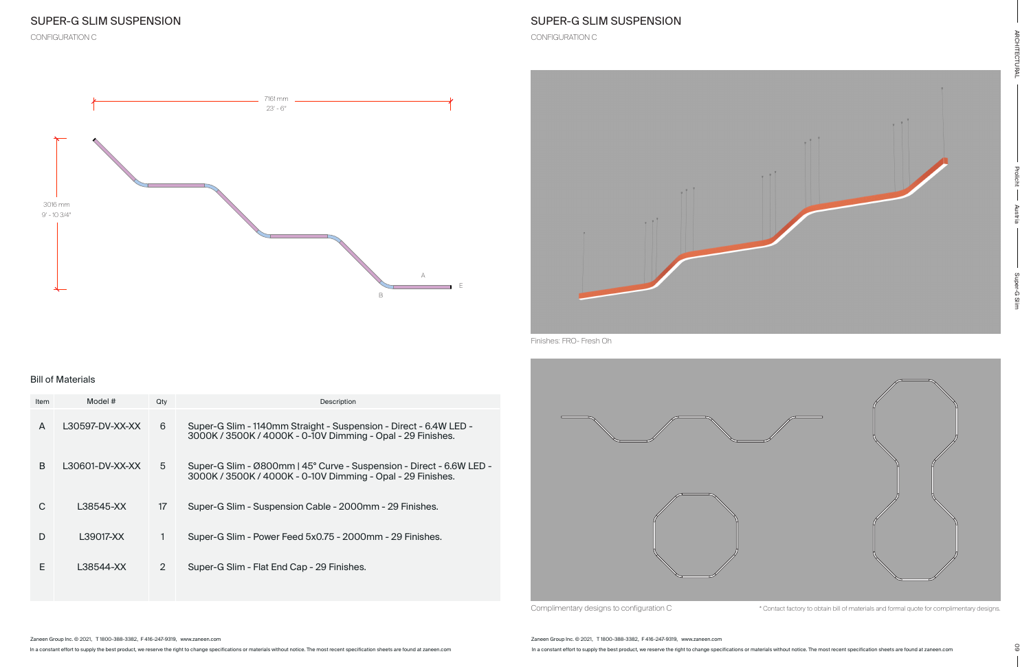# SUPER-G SLIM SUSPENSION

CONFIGURATION C

7161 mm
23' - 6"

3016 mm
9' - 10 3/4"

A

B

E

## Bill of Materials

| Item | Model # | Qty | Description |
|---|---|---|---|
| A | L30597-DV-XX-XX | 6 | Super-G Slim - 1140mm Straight - Suspension - Direct - 6.4W LED - 3000K / 3500K / 4000K - 0-10V Dimming - Opal - 29 Finishes. |
| B | L30601-DV-XX-XX | 5 | Super-G Slim - Ø800mm \| 45° Curve - Suspension - Direct - 6.6W LED - 3000K / 3500K / 4000K - 0-10V Dimming - Opal - 29 Finishes. |
| C | L38545-XX | 17 | Super-G Slim - Suspension Cable - 2000mm - 29 Finishes. |
| D | L39017-XX | 1 | Super-G Slim - Power Feed 5x0.75 - 2000mm - 29 Finishes. |
| E | L38544-XX | 2 | Super-G Slim - Flat End Cap - 29 Finishes. |

# SUPER-G SLIM SUSPENSION

CONFIGURATION C

Finishes: FRO- Fresh Oh

Complimentary designs to configuration C

* Contact factory to obtain bill of materials and formal quote for complimentary designs.

Zaneen Group Inc. © 2021, T 1800-388-3382, F 416-247-9319, www.zaneen.com

In a constant effort to supply the best product, we reserve the right to change specifications or materials without notice. The most recent specification sheets are found at zaneen.com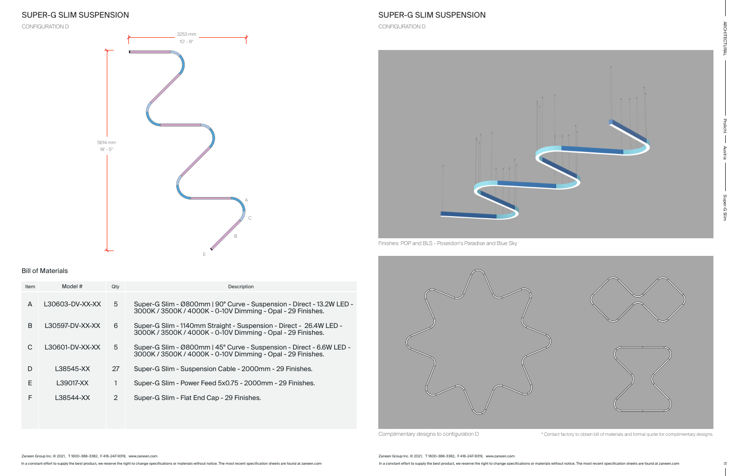# SUPER-G SLIM SUSPENSION

CONFIGURATION D

3253 mm
10' - 8"

5614 mm
18' - 5"

A
C
B
E

## Bill of Materials

| Item | Model # | Qty | Description |
|---|---|---|---|
| A | L30603-DV-XX-XX | 5 | Super-G Slim - Ø800mm \| 90° Curve - Suspension - Direct - 13.2W LED - 3000K / 3500K / 4000K - 0-10V Dimming - Opal - 29 Finishes. |
| B | L30597-DV-XX-XX | 6 | Super-G Slim - 1140mm Straight - Suspension - Direct - 26.4W LED - 3000K / 3500K / 4000K - 0-10V Dimming - Opal - 29 Finishes. |
| C | L30601-DV-XX-XX | 5 | Super-G Slim - Ø800mm \| 45° Curve - Suspension - Direct - 6.6W LED - 3000K / 3500K / 4000K - 0-10V Dimming - Opal - 29 Finishes. |
| D | L38545-XX | 27 | Super-G Slim - Suspension Cable - 2000mm - 29 Finishes. |
| E | L39017-XX | 1 | Super-G Slim - Power Feed 5x0.75 - 2000mm - 29 Finishes. |
| F | L38544-XX | 2 | Super-G Slim - Flat End Cap - 29 Finishes. |

Zaneen Group Inc. © 2021, T 1800-388-3382, F 416-247-9319, www.zaneen.com

In a constant effort to supply the best product, we reserve the right to change specifications or materials without notice. The most recent specification sheets are found at zaneen.com

# SUPER-G SLIM SUSPENSION

CONFIGURATION D

Finishes: POP and BLS - Poseidon's Paradise and Blue Sky

Complimentary designs to configuration D

* Contact factory to obtain bill of materials and formal quote for complimentary designs.

Zaneen Group Inc. © 2021, T 1800-388-3382, F 416-247-9319, www.zaneen.com

In a constant effort to supply the best product, we reserve the right to change specifications or materials without notice. The most recent specification sheets are found at zaneen.com

ARCHITECTURAL — Prolicht — Austria — Super-G Slim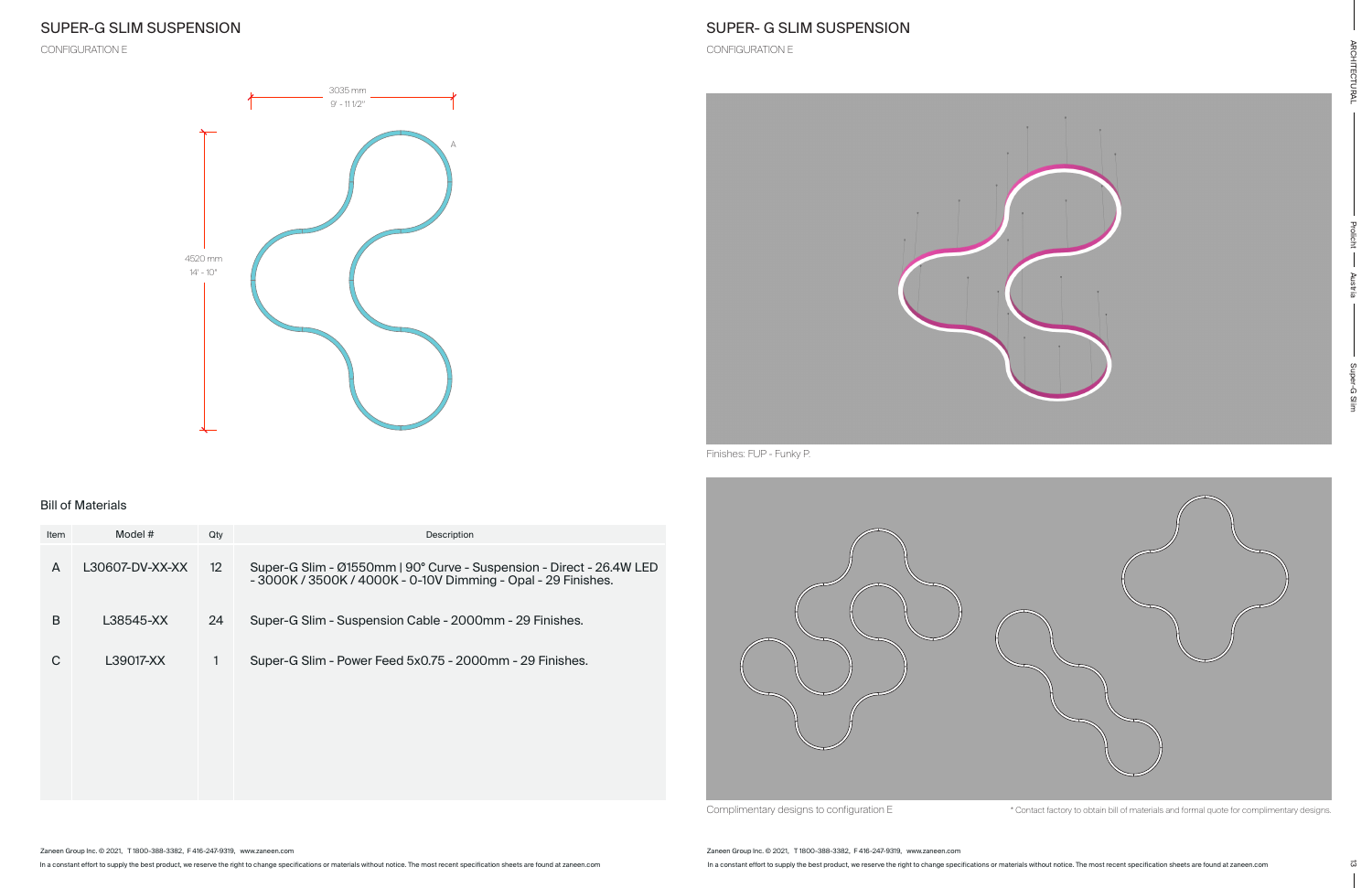# SUPER-G SLIM SUSPENSION

CONFIGURATION E

3035 mm
9' - 11 1/2"

4520 mm
14' - 10"

A

## Bill of Materials

| Item | Model # | Qty | Description |
|---|---|---|---|
| A | L30607-DV-XX-XX | 12 | Super-G Slim - Ø1550mm \| 90° Curve - Suspension - Direct - 26.4W LED - 3000K / 3500K / 4000K - 0-10V Dimming - Opal - 29 Finishes. |
| B | L38545-XX | 24 | Super-G Slim - Suspension Cable - 2000mm - 29 Finishes. |
| C | L39017-XX | 1 | Super-G Slim - Power Feed 5x0.75 - 2000mm - 29 Finishes. |

Zaneen Group Inc. © 2021, T 1800-388-3382, F 416-247-9319, www.zaneen.com

In a constant effort to supply the best product, we reserve the right to change specifications or materials without notice. The most recent specification sheets are found at zaneen.com

# SUPER- G SLIM SUSPENSION

CONFIGURATION E

Finishes: FUP - Funky P.

Complimentary designs to configuration E

* Contact factory to obtain bill of materials and formal quote for complimentary designs.

Zaneen Group Inc. © 2021, T 1800-388-3382, F 416-247-9319, www.zaneen.com

In a constant effort to supply the best product, we reserve the right to change specifications or materials without notice. The most recent specification sheets are found at zaneen.com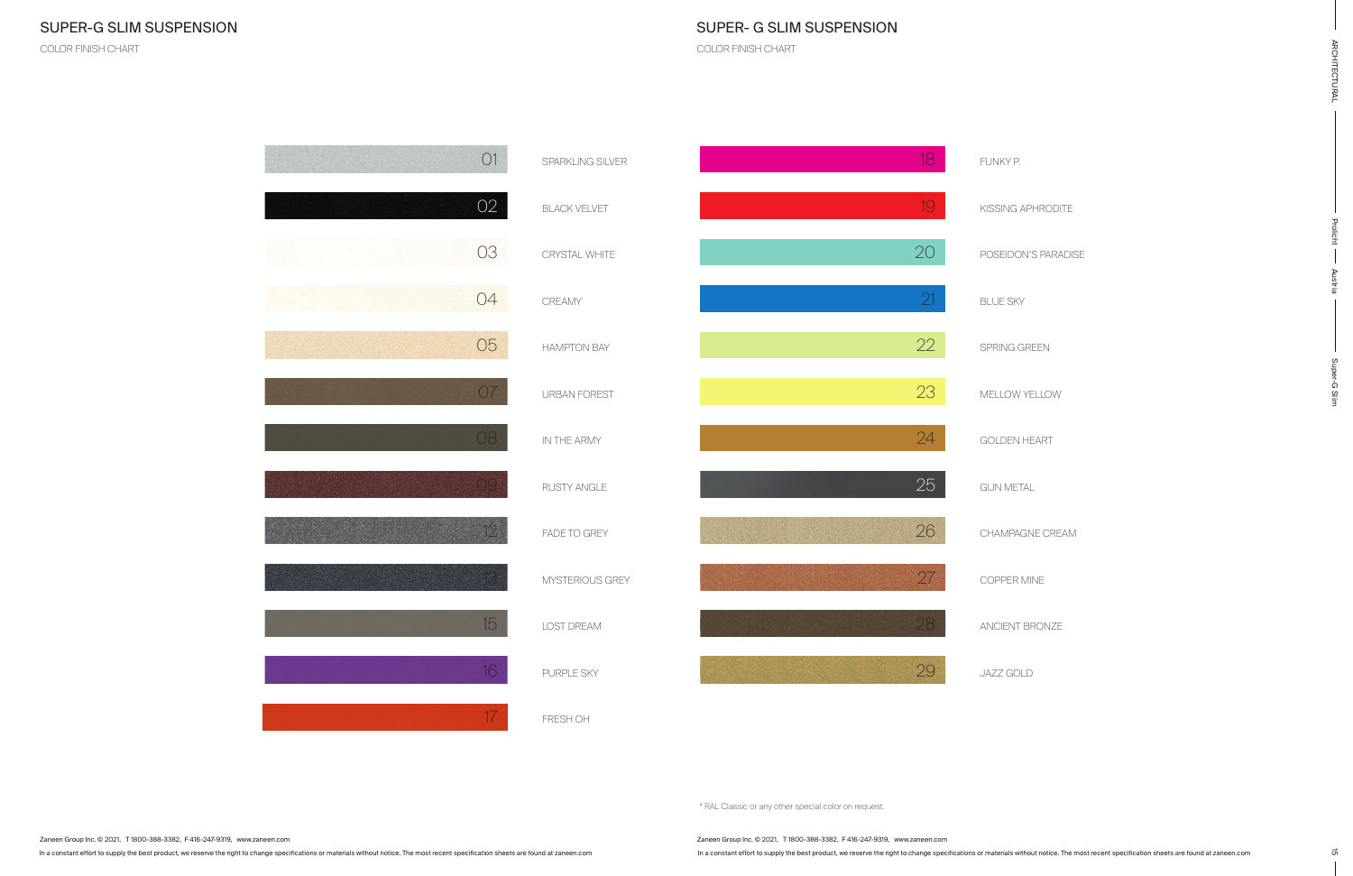# SUPER-G SLIM SUSPENSION

COLOR FINISH CHART

| No. | Color |
| --- | --- |
| 01 | SPARKLING SILVER |
| 02 | BLACK VELVET |
| 03 | CRYSTAL WHITE |
| 04 | CREAMY |
| 05 | HAMPTON BAY |
| 07 | URBAN FOREST |
| 08 | IN THE ARMY |
| 09 | RUSTY ANGLE |
| 12 | FADE TO GREY |
| 13 | MYSTERIOUS GREY |
| 15 | LOST DREAM |
| 16 | PURPLE SKY |
| 17 | FRESH OH |

Zaneen Group Inc. © 2021, T 1800-388-3382, F 416-247-9319, www.zaneen.com

In a constant effort to supply the best product, we reserve the right to change specifications or materials without notice. The most recent specification sheets are found at zaneen.com

# SUPER- G SLIM SUSPENSION

COLOR FINISH CHART

| No. | Color |
| --- | --- |
| 18 | FUNKY P. |
| 19 | KISSING APHRODITE |
| 20 | POSEIDON'S PARADISE |
| 21 | BLUE SKY |
| 22 | SPRING GREEN |
| 23 | MELLOW YELLOW |
| 24 | GOLDEN HEART |
| 25 | GUN METAL |
| 26 | CHAMPAGNE CREAM |
| 27 | COPPER MINE |
| 28 | ANCIENT BRONZE |
| 29 | JAZZ GOLD |

* RAL Classic or any other special color on request.

Zaneen Group Inc. © 2021, T 1800-388-3382, F 416-247-9319, www.zaneen.com

In a constant effort to supply the best product, we reserve the right to change specifications or materials without notice. The most recent specification sheets are found at zaneen.com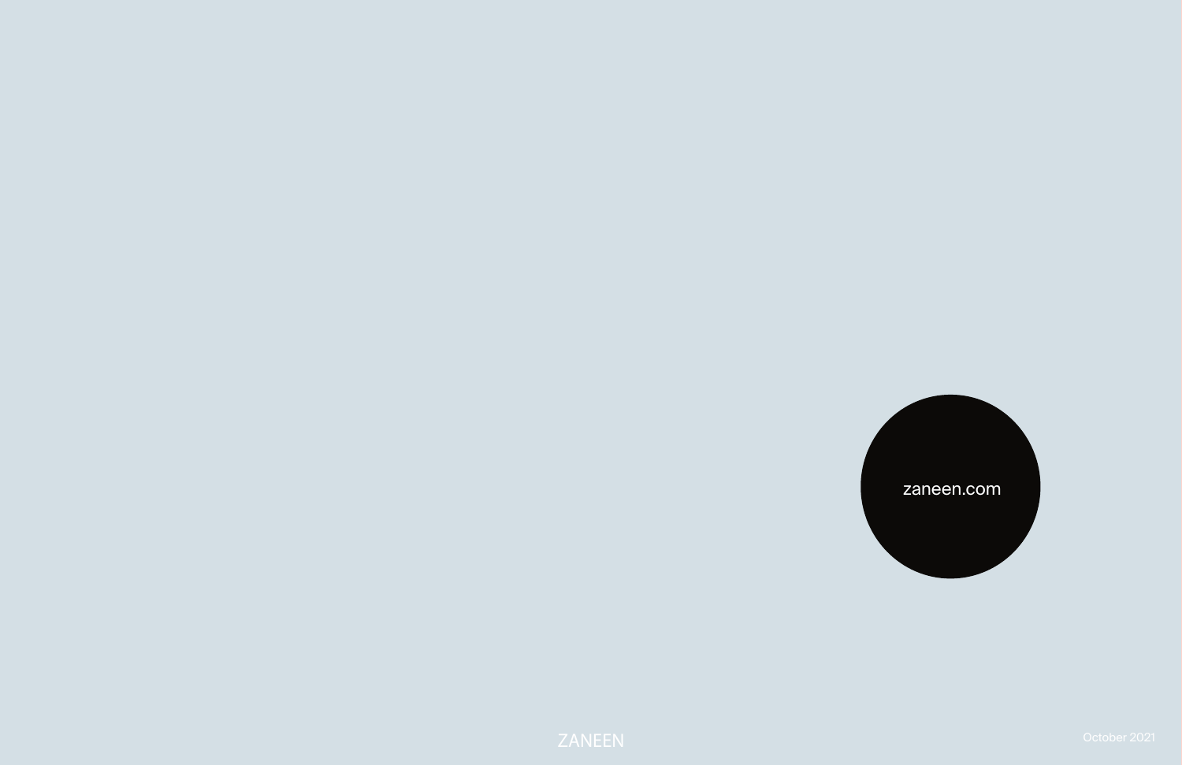zaneen.com

ZANEEN

October 2021